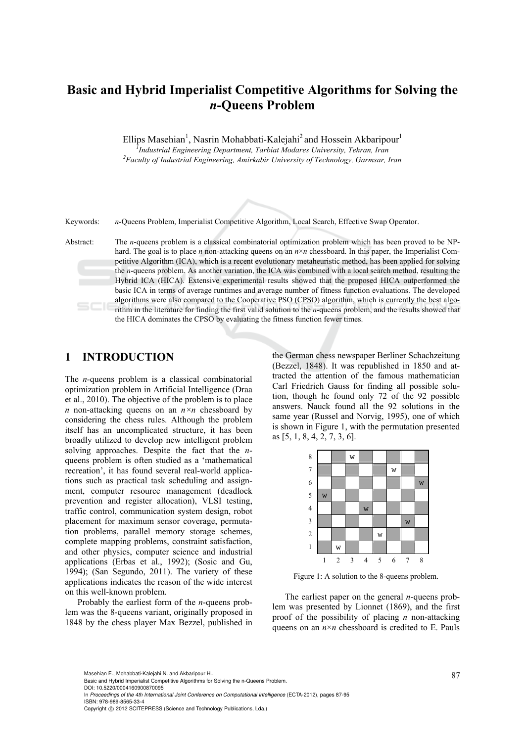# Basic and Hybrid Imperialist Competitive Algorithms for Solving the *n*-Queens Problem

Ellips Masehian[1], Nasrin Mohabbati-Kalejahi[2] and Hossein Akbaripour[1]

[1]*Industrial Engineering Department, Tarbiat Modares University, Tehran, Iran*

[2]*Faculty of Industrial Engineering, Amirkabir University of Technology, Garmsar, Iran*

Keywords: *n*-Queens Problem, Imperialist Competitive Algorithm, Local Search, Effective Swap Operator.

Abstract: The *n*-queens problem is a classical combinatorial optimization problem which has been proved to be NP-hard. The goal is to place *n* non-attacking queens on an *n*×*n* chessboard. In this paper, the Imperialist Competitive Algorithm (ICA), which is a recent evolutionary metaheuristic method, has been applied for solving the *n*-queens problem. As another variation, the ICA was combined with a local search method, resulting the Hybrid ICA (HICA). Extensive experimental results showed that the proposed HICA outperformed the basic ICA in terms of average runtimes and average number of fitness function evaluations. The developed algorithms were also compared to the Cooperative PSO (CPSO) algorithm, which is currently the best algorithm in the literature for finding the first valid solution to the *n*-queens problem, and the results showed that the HICA dominates the CPSO by evaluating the fitness function fewer times.

## 1 INTRODUCTION

The *n*-queens problem is a classical combinatorial optimization problem in Artificial Intelligence (Draa et al., 2010). The objective of the problem is to place *n* non-attacking queens on an *n*×*n* chessboard by considering the chess rules. Although the problem itself has an uncomplicated structure, it has been broadly utilized to develop new intelligent problem solving approaches. Despite the fact that the *n*-queens problem is often studied as a 'mathematical recreation', it has found several real-world applications such as practical task scheduling and assignment, computer resource management (deadlock prevention and register allocation), VLSI testing, traffic control, communication system design, robot placement for maximum sensor coverage, permutation problems, parallel memory storage schemes, complete mapping problems, constraint satisfaction, and other physics, computer science and industrial applications (Erbas et al., 1992); (Sosic and Gu, 1994); (San Segundo, 2011). The variety of these applications indicates the reason of the wide interest on this well-known problem.

Probably the earliest form of the *n*-queens problem was the 8-queens variant, originally proposed in 1848 by the chess player Max Bezzel, published in the German chess newspaper Berliner Schachzeitung (Bezzel, 1848). It was republished in 1850 and attracted the attention of the famous mathematician Carl Friedrich Gauss for finding all possible solution, though he found only 72 of the 92 possible answers. Nauck found all the 92 solutions in the same year (Russel and Norvig, 1995), one of which is shown in Figure 1, with the permutation presented as [5, 1, 8, 4, 2, 7, 3, 6].

| | 1 | 2 | 3 | 4 | 5 | 6 | 7 | 8 |
|---|---|---|---|---|---|---|---|---|
| 8 | | | W | | | | | |
| 7 | | | | | | W | | |
| 6 | | | | | | | | W |
| 5 | W | | | | | | | |
| 4 | | | | W | | | | |
| 3 | | | | | | | W | |
| 2 | | | | | W | | | |
| 1 | | W | | | | | | |

Figure 1: A solution to the 8-queens problem.

The earliest paper on the general *n*-queens problem was presented by Lionnet (1869), and the first proof of the possibility of placing *n* non-attacking queens on an *n*×*n* chessboard is credited to E. Pauls

Masehian E., Mohabbati-Kalejahi N. and Akbaripour H..
Basic and Hybrid Imperialist Competitive Algorithms for Solving the n-Queens Problem.
DOI: 10.5220/0004160900870095
In *Proceedings of the 4th International Joint Conference on Computational Intelligence* (ECTA-2012), pages 87-95
ISBN: 978-989-8565-33-4
Copyright © 2012 SCITEPRESS (Science and Technology Publications, Lda.)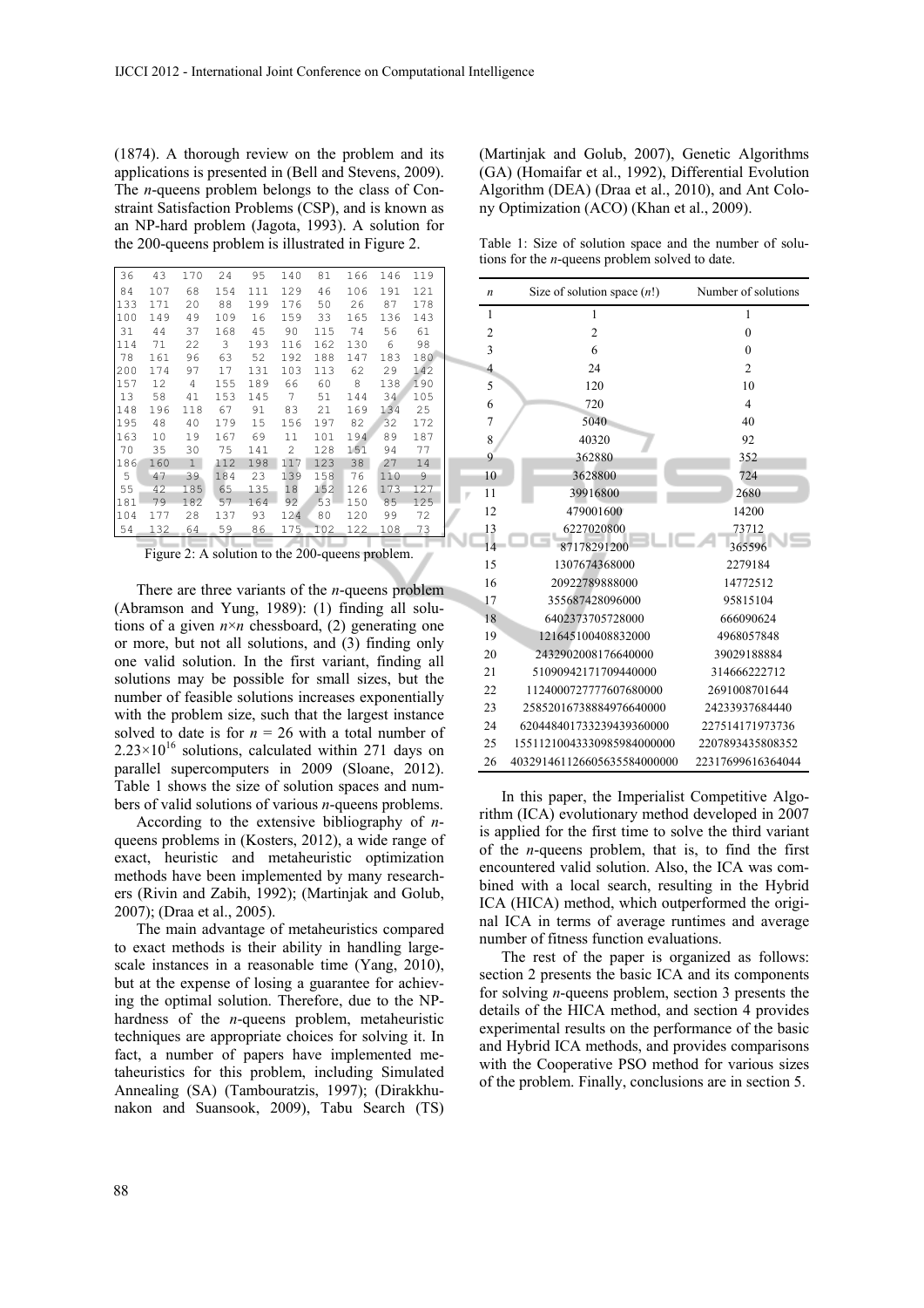(1874). A thorough review on the problem and its applications is presented in (Bell and Stevens, 2009). The *n*-queens problem belongs to the class of Constraint Satisfaction Problems (CSP), and is known as an NP-hard problem (Jagota, 1993). A solution for the 200-queens problem is illustrated in Figure 2.

```
 36   43  170   24   95  140   81  166  146  119
 84  107   68  154  111  129   46  106  191  121
133  171   20   88  199  176   50   26   87  178
100  149   49  109   16  159   33  165  136  143
 31   44   37  168   45   90  115   74   56   61
114   71   22    3  193  116  162  130    6   98
 78  161   96   63   52  192  188  147  183  180
200  174   97   17  131  103  113   62   29  142
157   12    4  155  189   66   60    8  138  190
 13   58   41  153  145    7   51  144   34  105
148  196  118   67   91   83   21  169  134   25
195   48   40  179   15  156  197   82   32  172
163   10   19  167   69   11  101  194   89  187
 70   35   30   75  141    2  128  151   94   77
186  160    1  112  198  117  123   38   27   14
  5   47   39  184   23  139  158   76  110    9
 55   42  185   65  135   18  152  126  173  127
181   79  182   57  164   92   53  150   85  125
104  177   28  137   93  124   80  120   99   72
 54  132   64   59   86  175  102  122  108   73
```

Figure 2: A solution to the 200-queens problem.

There are three variants of the *n*-queens problem (Abramson and Yung, 1989): (1) finding all solutions of a given $n \times n$ chessboard, (2) generating one or more, but not all solutions, and (3) finding only one valid solution. In the first variant, finding all solutions may be possible for small sizes, but the number of feasible solutions increases exponentially with the problem size, such that the largest instance solved to date is for $n = 26$ with a total number of $2.23 \times 10^{16}$ solutions, calculated within 271 days on parallel supercomputers in 2009 (Sloane, 2012). Table 1 shows the size of solution spaces and numbers of valid solutions of various *n*-queens problems.

According to the extensive bibliography of *n*-queens problems in (Kosters, 2012), a wide range of exact, heuristic and metaheuristic optimization methods have been implemented by many researchers (Rivin and Zabih, 1992); (Martinjak and Golub, 2007); (Draa et al., 2005).

The main advantage of metaheuristics compared to exact methods is their ability in handling large-scale instances in a reasonable time (Yang, 2010), but at the expense of losing a guarantee for achieving the optimal solution. Therefore, due to the NP-hardness of the *n*-queens problem, metaheuristic techniques are appropriate choices for solving it. In fact, a number of papers have implemented metaheuristics for this problem, including Simulated Annealing (SA) (Tambouratzis, 1997); (Dirakkhunakon and Suansook, 2009), Tabu Search (TS) (Martinjak and Golub, 2007), Genetic Algorithms (GA) (Homaifar et al., 1992), Differential Evolution Algorithm (DEA) (Draa et al., 2010), and Ant Colony Optimization (ACO) (Khan et al., 2009).

Table 1: Size of solution space and the number of solutions for the *n*-queens problem solved to date.

| *n* | Size of solution space ($n!$) | Number of solutions |
|---|---|---|
| 1 | 1 | 1 |
| 2 | 2 | 0 |
| 3 | 6 | 0 |
| 4 | 24 | 2 |
| 5 | 120 | 10 |
| 6 | 720 | 4 |
| 7 | 5040 | 40 |
| 8 | 40320 | 92 |
| 9 | 362880 | 352 |
| 10 | 3628800 | 724 |
| 11 | 39916800 | 2680 |
| 12 | 479001600 | 14200 |
| 13 | 6227020800 | 73712 |
| 14 | 87178291200 | 365596 |
| 15 | 1307674368000 | 2279184 |
| 16 | 20922789888000 | 14772512 |
| 17 | 355687428096000 | 95815104 |
| 18 | 6402373705728000 | 666090624 |
| 19 | 121645100408832000 | 4968057848 |
| 20 | 2432902008176640000 | 39029188884 |
| 21 | 51090942171709440000 | 314666222712 |
| 22 | 1124000727777607680000 | 2691008701644 |
| 23 | 25852016738884976640000 | 24233937684440 |
| 24 | 620448401733239439360000 | 227514171973736 |
| 25 | 15511210043330985984000000 | 2207893435808352 |
| 26 | 403291461126605635584000000 | 22317699616364044 |

In this paper, the Imperialist Competitive Algorithm (ICA) evolutionary method developed in 2007 is applied for the first time to solve the third variant of the *n*-queens problem, that is, to find the first encountered valid solution. Also, the ICA was combined with a local search, resulting in the Hybrid ICA (HICA) method, which outperformed the original ICA in terms of average runtimes and average number of fitness function evaluations.

The rest of the paper is organized as follows: section 2 presents the basic ICA and its components for solving *n*-queens problem, section 3 presents the details of the HICA method, and section 4 provides experimental results on the performance of the basic and Hybrid ICA methods, and provides comparisons with the Cooperative PSO method for various sizes of the problem. Finally, conclusions are in section 5.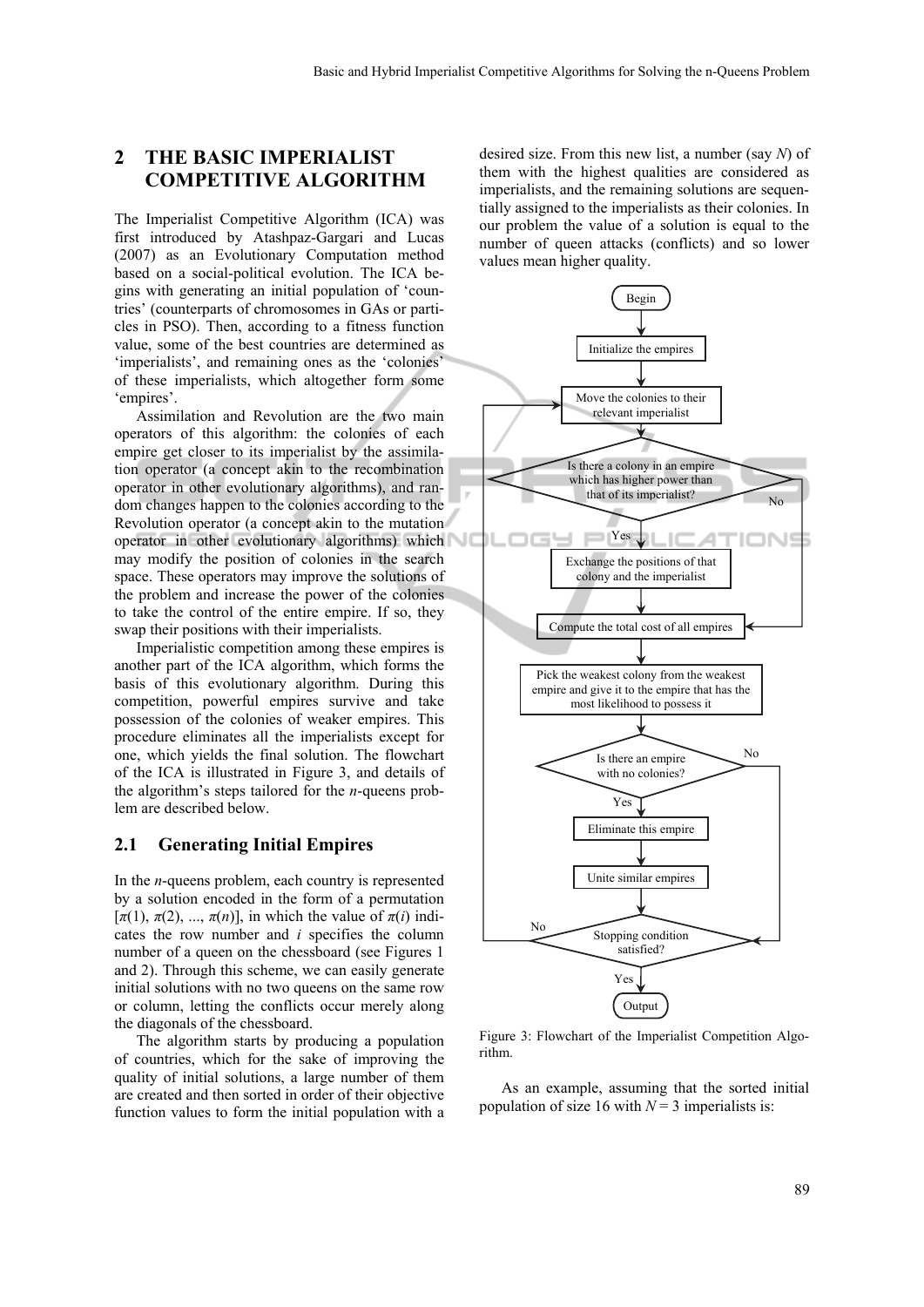## 2 THE BASIC IMPERIALIST COMPETITIVE ALGORITHM

The Imperialist Competitive Algorithm (ICA) was first introduced by Atashpaz-Gargari and Lucas (2007) as an Evolutionary Computation method based on a social-political evolution. The ICA begins with generating an initial population of 'countries' (counterparts of chromosomes in GAs or particles in PSO). Then, according to a fitness function value, some of the best countries are determined as 'imperialists', and remaining ones as the 'colonies' of these imperialists, which altogether form some 'empires'.

Assimilation and Revolution are the two main operators of this algorithm: the colonies of each empire get closer to its imperialist by the assimilation operator (a concept akin to the recombination operator in other evolutionary algorithms), and random changes happen to the colonies according to the Revolution operator (a concept akin to the mutation operator in other evolutionary algorithms) which may modify the position of colonies in the search space. These operators may improve the solutions of the problem and increase the power of the colonies to take the control of the entire empire. If so, they swap their positions with their imperialists.

Imperialistic competition among these empires is another part of the ICA algorithm, which forms the basis of this evolutionary algorithm. During this competition, powerful empires survive and take possession of the colonies of weaker empires. This procedure eliminates all the imperialists except for one, which yields the final solution. The flowchart of the ICA is illustrated in Figure 3, and details of the algorithm's steps tailored for the *n*-queens problem are described below.

### 2.1 Generating Initial Empires

In the *n*-queens problem, each country is represented by a solution encoded in the form of a permutation $[\pi(1), \pi(2), ..., \pi(n)]$, in which the value of $\pi(i)$ indicates the row number and $i$ specifies the column number of a queen on the chessboard (see Figures 1 and 2). Through this scheme, we can easily generate initial solutions with no two queens on the same row or column, letting the conflicts occur merely along the diagonals of the chessboard.

The algorithm starts by producing a population of countries, which for the sake of improving the quality of initial solutions, a large number of them are created and then sorted in order of their objective function values to form the initial population with a desired size. From this new list, a number (say $N$) of them with the highest qualities are considered as imperialists, and the remaining solutions are sequentially assigned to the imperialists as their colonies. In our problem the value of a solution is equal to the number of queen attacks (conflicts) and so lower values mean higher quality.

Begin → Initialize the empires → Move the colonies to their relevant imperialist → Is there a colony in an empire which has higher power than that of its imperialist? (Yes: Exchange the positions of that colony and the imperialist; No) → Compute the total cost of all empires → Pick the weakest colony from the weakest empire and give it to the empire that has the most likelihood to possess it → Is there an empire with no colonies? (Yes: Eliminate this empire → Unite similar empires; No) → Stopping condition satisfied? (No: return to Move the colonies; Yes) → Output

Figure 3: Flowchart of the Imperialist Competition Algorithm.

As an example, assuming that the sorted initial population of size 16 with $N = 3$ imperialists is: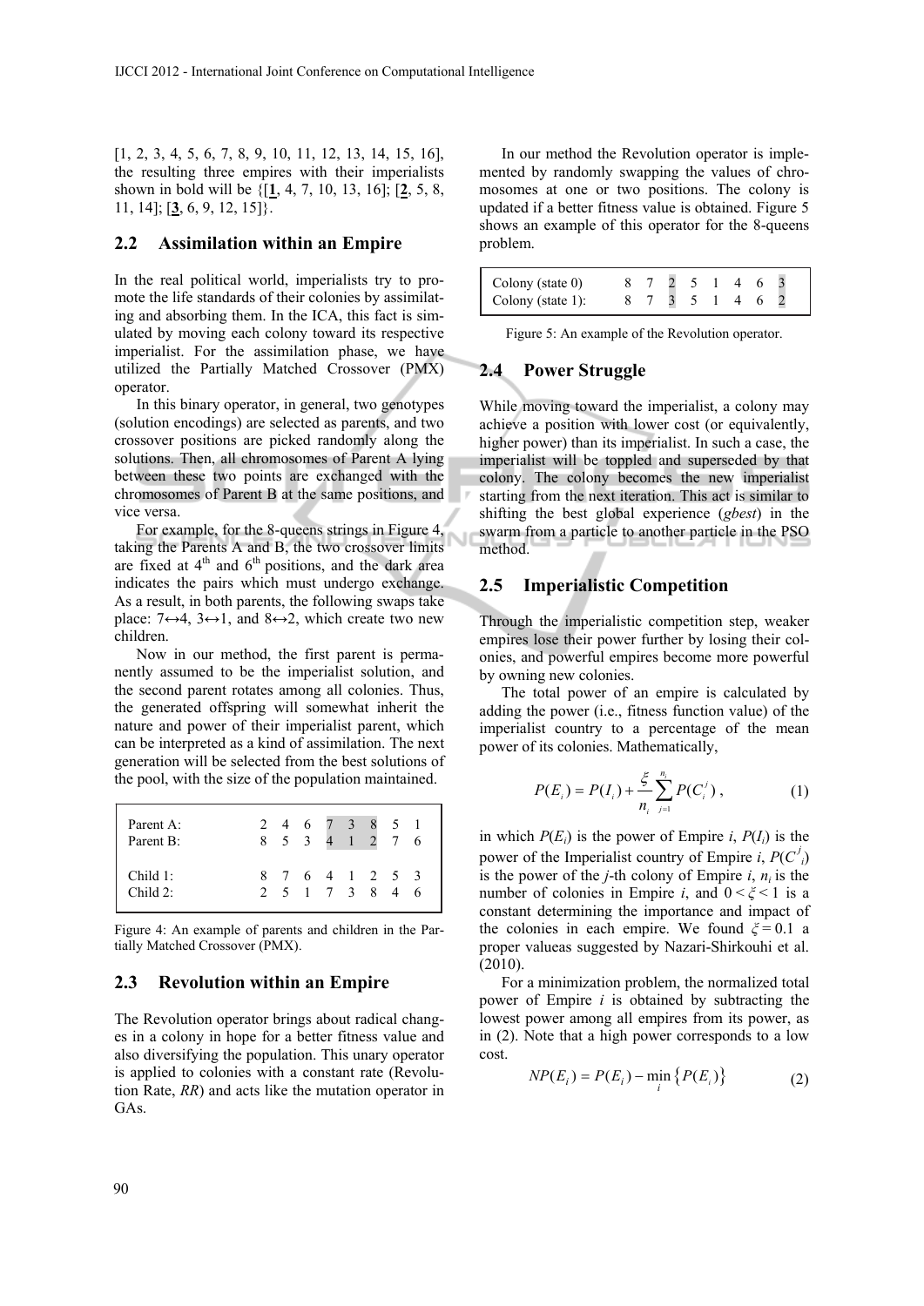[1, 2, 3, 4, 5, 6, 7, 8, 9, 10, 11, 12, 13, 14, 15, 16], the resulting three empires with their imperialists shown in bold will be {[**1**, 4, 7, 10, 13, 16]; [**2**, 5, 8, 11, 14]; [**3**, 6, 9, 12, 15]}.

## 2.2 Assimilation within an Empire

In the real political world, imperialists try to promote the life standards of their colonies by assimilating and absorbing them. In the ICA, this fact is simulated by moving each colony toward its respective imperialist. For the assimilation phase, we have utilized the Partially Matched Crossover (PMX) operator.

In this binary operator, in general, two genotypes (solution encodings) are selected as parents, and two crossover positions are picked randomly along the solutions. Then, all chromosomes of Parent A lying between these two points are exchanged with the chromosomes of Parent B at the same positions, and vice versa.

For example, for the 8-queens strings in Figure 4, taking the Parents A and B, the two crossover limits are fixed at 4th and 6th positions, and the dark area indicates the pairs which must undergo exchange. As a result, in both parents, the following swaps take place: 7↔4, 3↔1, and 8↔2, which create two new children.

Now in our method, the first parent is permanently assumed to be the imperialist solution, and the second parent rotates among all colonies. Thus, the generated offspring will somewhat inherit the nature and power of their imperialist parent, which can be interpreted as a kind of assimilation. The next generation will be selected from the best solutions of the pool, with the size of the population maintained.

| | | | | | | | | |
|---|---|---|---|---|---|---|---|---|
| Parent A: | 2 | 4 | 6 | 7 | 3 | 8 | 5 | 1 |
| Parent B: | 8 | 5 | 3 | 4 | 1 | 2 | 7 | 6 |
| Child 1: | 8 | 7 | 6 | 4 | 1 | 2 | 5 | 3 |
| Child 2: | 2 | 5 | 1 | 7 | 3 | 8 | 4 | 6 |

Figure 4: An example of parents and children in the Partially Matched Crossover (PMX).

## 2.3 Revolution within an Empire

The Revolution operator brings about radical changes in a colony in hope for a better fitness value and also diversifying the population. This unary operator is applied to colonies with a constant rate (Revolution Rate, *RR*) and acts like the mutation operator in GAs.

In our method the Revolution operator is implemented by randomly swapping the values of chromosomes at one or two positions. The colony is updated if a better fitness value is obtained. Figure 5 shows an example of this operator for the 8-queens problem.

| | | | | | | | | |
|---|---|---|---|---|---|---|---|---|
| Colony (state 0) | 8 | 7 | 2 | 5 | 1 | 4 | 6 | 3 |
| Colony (state 1): | 8 | 7 | 3 | 5 | 1 | 4 | 6 | 2 |

Figure 5: An example of the Revolution operator.

## 2.4 Power Struggle

While moving toward the imperialist, a colony may achieve a position with lower cost (or equivalently, higher power) than its imperialist. In such a case, the imperialist will be toppled and superseded by that colony. The colony becomes the new imperialist starting from the next iteration. This act is similar to shifting the best global experience (*gbest*) in the swarm from a particle to another particle in the PSO method.

## 2.5 Imperialistic Competition

Through the imperialistic competition step, weaker empires lose their power further by losing their colonies, and powerful empires become more powerful by owning new colonies.

The total power of an empire is calculated by adding the power (i.e., fitness function value) of the imperialist country to a percentage of the mean power of its colonies. Mathematically,

$$P(E_i) = P(I_i) + \frac{\xi}{n_i}\sum_{j=1}^{n_i} P(C_i^j), \tag{1}$$

in which $P(E_i)$ is the power of Empire $i$, $P(I_i)$ is the power of the Imperialist country of Empire $i$, $P(C_i^j)$ is the power of the $j$-th colony of Empire $i$, $n_i$ is the number of colonies in Empire $i$, and $0 < \xi < 1$ is a constant determining the importance and impact of the colonies in each empire. We found $\xi = 0.1$ a proper valueas suggested by Nazari-Shirkouhi et al. (2010).

For a minimization problem, the normalized total power of Empire $i$ is obtained by subtracting the lowest power among all empires from its power, as in (2). Note that a high power corresponds to a low cost.

$$NP(E_i) = P(E_i) - \min_i \{P(E_i)\} \tag{2}$$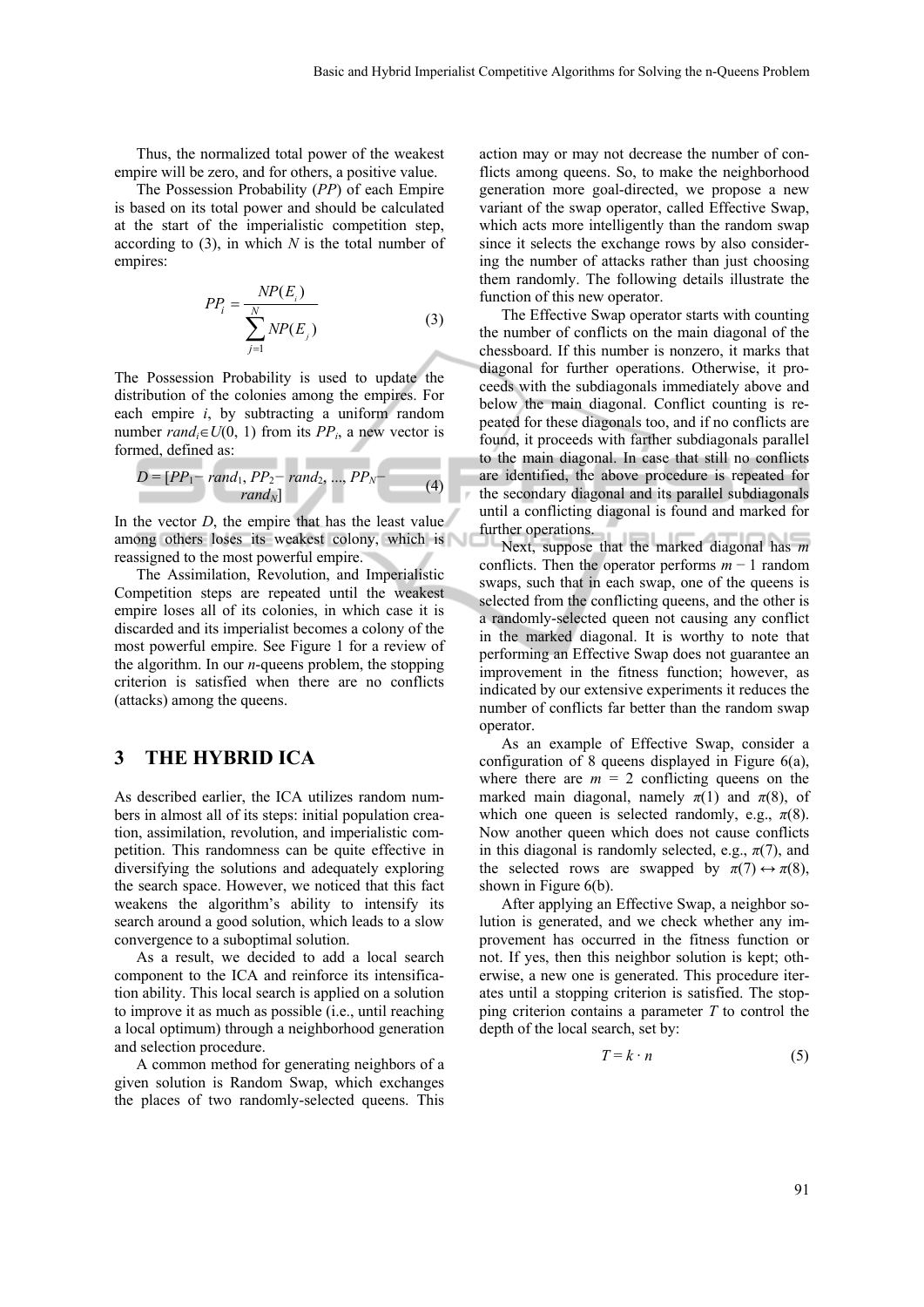Thus, the normalized total power of the weakest empire will be zero, and for others, a positive value.

The Possession Probability (*PP*) of each Empire is based on its total power and should be calculated at the start of the imperialistic competition step, according to (3), in which *N* is the total number of empires:

$$PP_i = \frac{NP(E_i)}{\sum_{j=1}^{N} NP(E_j)} \tag{3}$$

The Possession Probability is used to update the distribution of the colonies among the empires. For each empire *i*, by subtracting a uniform random number $rand_i \in U(0, 1)$ from its $PP_i$, a new vector is formed, defined as:

$$D = [PP_1 - rand_1, PP_2 - rand_2, ..., PP_N - rand_N] \tag{4}$$

In the vector *D*, the empire that has the least value among others loses its weakest colony, which is reassigned to the most powerful empire.

The Assimilation, Revolution, and Imperialistic Competition steps are repeated until the weakest empire loses all of its colonies, in which case it is discarded and its imperialist becomes a colony of the most powerful empire. See Figure 1 for a review of the algorithm. In our *n*-queens problem, the stopping criterion is satisfied when there are no conflicts (attacks) among the queens.

# 3 THE HYBRID ICA

As described earlier, the ICA utilizes random numbers in almost all of its steps: initial population creation, assimilation, revolution, and imperialistic competition. This randomness can be quite effective in diversifying the solutions and adequately exploring the search space. However, we noticed that this fact weakens the algorithm's ability to intensify its search around a good solution, which leads to a slow convergence to a suboptimal solution.

As a result, we decided to add a local search component to the ICA and reinforce its intensification ability. This local search is applied on a solution to improve it as much as possible (i.e., until reaching a local optimum) through a neighborhood generation and selection procedure.

A common method for generating neighbors of a given solution is Random Swap, which exchanges the places of two randomly-selected queens. This action may or may not decrease the number of conflicts among queens. So, to make the neighborhood generation more goal-directed, we propose a new variant of the swap operator, called Effective Swap, which acts more intelligently than the random swap since it selects the exchange rows by also considering the number of attacks rather than just choosing them randomly. The following details illustrate the function of this new operator.

The Effective Swap operator starts with counting the number of conflicts on the main diagonal of the chessboard. If this number is nonzero, it marks that diagonal for further operations. Otherwise, it proceeds with the subdiagonals immediately above and below the main diagonal. Conflict counting is repeated for these diagonals too, and if no conflicts are found, it proceeds with farther subdiagonals parallel to the main diagonal. In case that still no conflicts are identified, the above procedure is repeated for the secondary diagonal and its parallel subdiagonals until a conflicting diagonal is found and marked for further operations.

Next, suppose that the marked diagonal has *m* conflicts. Then the operator performs $m - 1$ random swaps, such that in each swap, one of the queens is selected from the conflicting queens, and the other is a randomly-selected queen not causing any conflict in the marked diagonal. It is worthy to note that performing an Effective Swap does not guarantee an improvement in the fitness function; however, as indicated by our extensive experiments it reduces the number of conflicts far better than the random swap operator.

As an example of Effective Swap, consider a configuration of 8 queens displayed in Figure 6(a), where there are $m = 2$ conflicting queens on the marked main diagonal, namely $\pi(1)$ and $\pi(8)$, of which one queen is selected randomly, e.g., $\pi(8)$. Now another queen which does not cause conflicts in this diagonal is randomly selected, e.g., $\pi(7)$, and the selected rows are swapped by $\pi(7) \leftrightarrow \pi(8)$, shown in Figure 6(b).

After applying an Effective Swap, a neighbor solution is generated, and we check whether any improvement has occurred in the fitness function or not. If yes, then this neighbor solution is kept; otherwise, a new one is generated. This procedure iterates until a stopping criterion is satisfied. The stopping criterion contains a parameter *T* to control the depth of the local search, set by:

$$T = k \cdot n \tag{5}$$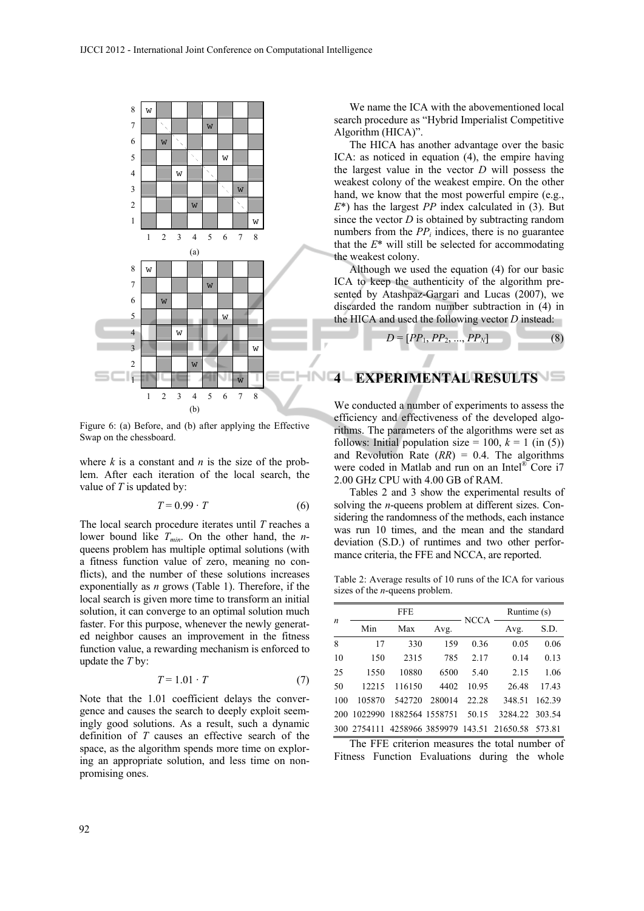Figure 6: (a) Before, and (b) after applying the Effective Swap on the chessboard.

where $k$ is a constant and $n$ is the size of the problem. After each iteration of the local search, the value of $T$ is updated by:

$$T = 0.99 \cdot T \tag{6}$$

The local search procedure iterates until $T$ reaches a lower bound like $T_{min}$. On the other hand, the $n$-queens problem has multiple optimal solutions (with a fitness function value of zero, meaning no conflicts), and the number of these solutions increases exponentially as $n$ grows (Table 1). Therefore, if the local search is given more time to transform an initial solution, it can converge to an optimal solution much faster. For this purpose, whenever the newly generated neighbor causes an improvement in the fitness function value, a rewarding mechanism is enforced to update the $T$ by:

$$T = 1.01 \cdot T \tag{7}$$

Note that the 1.01 coefficient delays the convergence and causes the search to deeply exploit seemingly good solutions. As a result, such a dynamic definition of $T$ causes an effective search of the space, as the algorithm spends more time on exploring an appropriate solution, and less time on non-promising ones.

We name the ICA with the abovementioned local search procedure as "Hybrid Imperialist Competitive Algorithm (HICA)".

The HICA has another advantage over the basic ICA: as noticed in equation (4), the empire having the largest value in the vector $D$ will possess the weakest colony of the weakest empire. On the other hand, we know that the most powerful empire (e.g., $E^*$) has the largest $PP$ index calculated in (3). But since the vector $D$ is obtained by subtracting random numbers from the $PP_i$ indices, there is no guarantee that the $E^*$ will still be selected for accommodating the weakest colony.

Although we used the equation (4) for our basic ICA to keep the authenticity of the algorithm presented by Atashpaz-Gargari and Lucas (2007), we discarded the random number subtraction in (4) in the HICA and used the following vector $D$ instead:

$$D = [PP_1, PP_2, ..., PP_N] \tag{8}$$

## 4 EXPERIMENTAL RESULTS

We conducted a number of experiments to assess the efficiency and effectiveness of the developed algorithms. The parameters of the algorithms were set as follows: Initial population size = 100, $k$ = 1 (in (5)) and Revolution Rate ($RR$) = 0.4. The algorithms were coded in Matlab and run on an Intel® Core i7 2.00 GHz CPU with 4.00 GB of RAM.

Tables 2 and 3 show the experimental results of solving the $n$-queens problem at different sizes. Considering the randomness of the methods, each instance was run 10 times, and the mean and the standard deviation (S.D.) of runtimes and two other performance criteria, the FFE and NCCA, are reported.

Table 2: Average results of 10 runs of the ICA for various sizes of the $n$-queens problem.

| $n$ | FFE | | | NCCA | Runtime (s) | |
|---|---|---|---|---|---|---|
| | Min | Max | Avg. | | Avg. | S.D. |
| 8 | 17 | 330 | 159 | 0.36 | 0.05 | 0.06 |
| 10 | 150 | 2315 | 785 | 2.17 | 0.14 | 0.13 |
| 25 | 1550 | 10880 | 6500 | 5.40 | 2.15 | 1.06 |
| 50 | 12215 | 116150 | 4402 | 10.95 | 26.48 | 17.43 |
| 100 | 105870 | 542720 | 280014 | 22.28 | 348.51 | 162.39 |
| 200 | 1022990 | 1882564 | 1558751 | 50.15 | 3284.22 | 303.54 |
| 300 | 2754111 | 4258966 | 3859979 | 143.51 | 21650.58 | 573.81 |

The FFE criterion measures the total number of Fitness Function Evaluations during the whole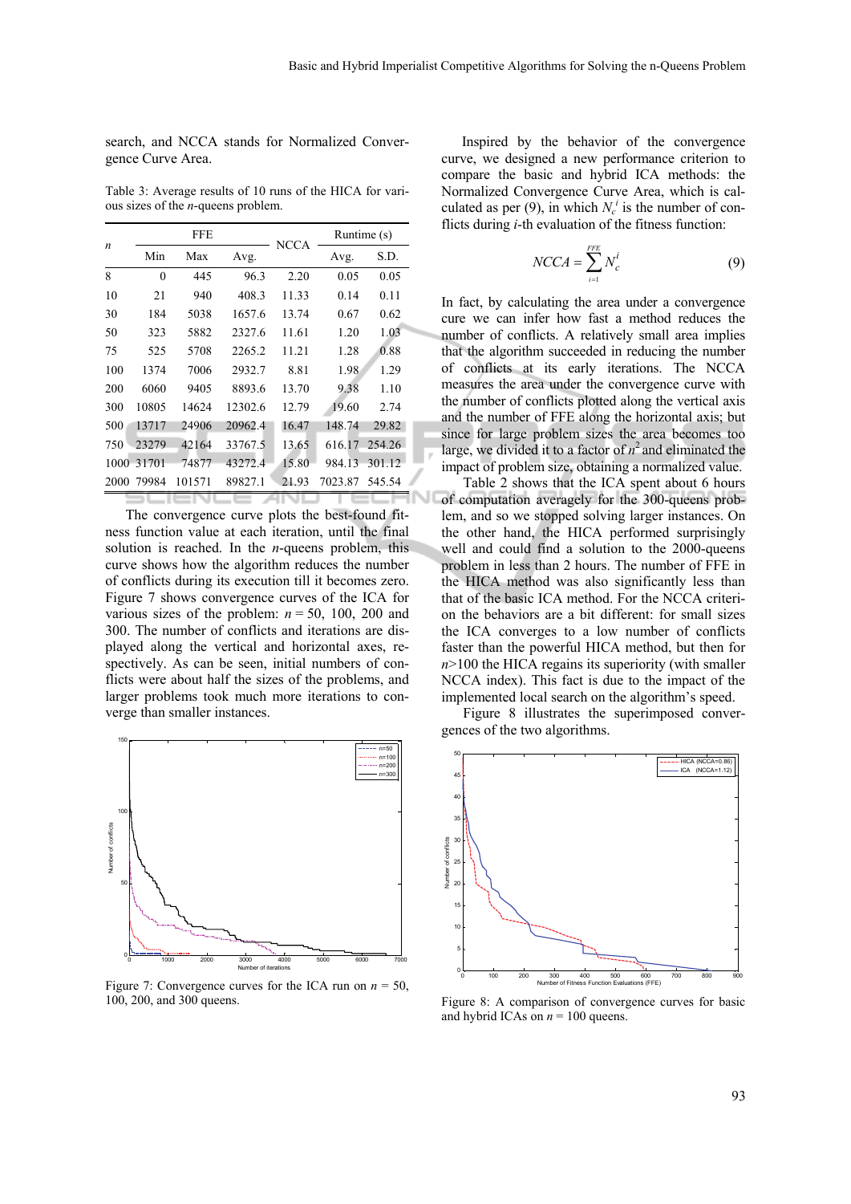search, and NCCA stands for Normalized Convergence Curve Area.

Table 3: Average results of 10 runs of the HICA for various sizes of the *n*-queens problem.

| *n* | FFE | | | NCCA | Runtime (s) | |
|---|---|---|---|---|---|---|
| | Min | Max | Avg. | | Avg. | S.D. |
| 8 | 0 | 445 | 96.3 | 2.20 | 0.05 | 0.05 |
| 10 | 21 | 940 | 408.3 | 11.33 | 0.14 | 0.11 |
| 30 | 184 | 5038 | 1657.6 | 13.74 | 0.67 | 0.62 |
| 50 | 323 | 5882 | 2327.6 | 11.61 | 1.20 | 1.03 |
| 75 | 525 | 5708 | 2265.2 | 11.21 | 1.28 | 0.88 |
| 100 | 1374 | 7006 | 2932.7 | 8.81 | 1.98 | 1.29 |
| 200 | 6060 | 9405 | 8893.6 | 13.70 | 9.38 | 1.10 |
| 300 | 10805 | 14624 | 12302.6 | 12.79 | 19.60 | 2.74 |
| 500 | 13717 | 24906 | 20962.4 | 16.47 | 148.74 | 29.82 |
| 750 | 23279 | 42164 | 33767.5 | 13.65 | 616.17 | 254.26 |
| 1000 | 31701 | 74877 | 43272.4 | 15.80 | 984.13 | 301.12 |
| 2000 | 79984 | 101571 | 89827.1 | 21.93 | 7023.87 | 545.54 |

The convergence curve plots the best-found fitness function value at each iteration, until the final solution is reached. In the *n*-queens problem, this curve shows how the algorithm reduces the number of conflicts during its execution till it becomes zero. Figure 7 shows convergence curves of the ICA for various sizes of the problem: $n = 50$, 100, 200 and 300. The number of conflicts and iterations are displayed along the vertical and horizontal axes, respectively. As can be seen, initial numbers of conflicts were about half the sizes of the problems, and larger problems took much more iterations to converge than smaller instances.

Figure 7: Convergence curves for the ICA run on $n = 50$, 100, 200, and 300 queens.

Inspired by the behavior of the convergence curve, we designed a new performance criterion to compare the basic and hybrid ICA methods: the Normalized Convergence Curve Area, which is calculated as per (9), in which $N_c^i$ is the number of conflicts during *i*-th evaluation of the fitness function:

$$NCCA = \sum_{i=1}^{FFE} N_c^i \tag{9}$$

In fact, by calculating the area under a convergence cure we can infer how fast a method reduces the number of conflicts. A relatively small area implies that the algorithm succeeded in reducing the number of conflicts at its early iterations. The NCCA measures the area under the convergence curve with the number of conflicts plotted along the vertical axis and the number of FFE along the horizontal axis; but since for large problem sizes the area becomes too large, we divided it to a factor of $n^2$ and eliminated the impact of problem size, obtaining a normalized value.

Table 2 shows that the ICA spent about 6 hours of computation averagely for the 300-queens problem, and so we stopped solving larger instances. On the other hand, the HICA performed surprisingly well and could find a solution to the 2000-queens problem in less than 2 hours. The number of FFE in the HICA method was also significantly less than that of the basic ICA method. For the NCCA criterion the behaviors are a bit different: for small sizes the ICA converges to a low number of conflicts faster than the powerful HICA method, but then for $n$>100 the HICA regains its superiority (with smaller NCCA index). This fact is due to the impact of the implemented local search on the algorithm's speed.

Figure 8 illustrates the superimposed convergences of the two algorithms.

Figure 8: A comparison of convergence curves for basic and hybrid ICAs on $n = 100$ queens.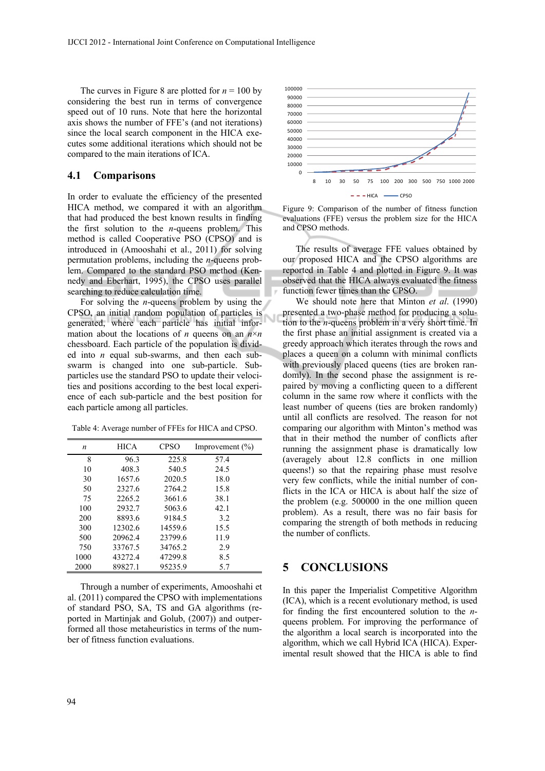The curves in Figure 8 are plotted for $n = 100$ by considering the best run in terms of convergence speed out of 10 runs. Note that here the horizontal axis shows the number of FFE's (and not iterations) since the local search component in the HICA executes some additional iterations which should not be compared to the main iterations of ICA.

## 4.1 Comparisons

In order to evaluate the efficiency of the presented HICA method, we compared it with an algorithm that had produced the best known results in finding the first solution to the *n*-queens problem. This method is called Cooperative PSO (CPSO) and is introduced in (Amooshahi et al., 2011) for solving permutation problems, including the *n*-queens problem. Compared to the standard PSO method (Kennedy and Eberhart, 1995), the CPSO uses parallel searching to reduce calculation time.

For solving the *n*-queens problem by using the CPSO, an initial random population of particles is generated, where each particle has initial information about the locations of *n* queens on an $n \times n$ chessboard. Each particle of the population is divided into *n* equal sub-swarms, and then each sub-swarm is changed into one sub-particle. Sub-particles use the standard PSO to update their velocities and positions according to the best local experience of each sub-particle and the best position for each particle among all particles.

Table 4: Average number of FFEs for HICA and CPSO.

| *n* | HICA | CPSO | Improvement (%) |
|---|---|---|---|
| 8 | 96.3 | 225.8 | 57.4 |
| 10 | 408.3 | 540.5 | 24.5 |
| 30 | 1657.6 | 2020.5 | 18.0 |
| 50 | 2327.6 | 2764.2 | 15.8 |
| 75 | 2265.2 | 3661.6 | 38.1 |
| 100 | 2932.7 | 5063.6 | 42.1 |
| 200 | 8893.6 | 9184.5 | 3.2 |
| 300 | 12302.6 | 14559.6 | 15.5 |
| 500 | 20962.4 | 23799.6 | 11.9 |
| 750 | 33767.5 | 34765.2 | 2.9 |
| 1000 | 43272.4 | 47299.8 | 8.5 |
| 2000 | 89827.1 | 95235.9 | 5.7 |

Through a number of experiments, Amooshahi et al. (2011) compared the CPSO with implementations of standard PSO, SA, TS and GA algorithms (reported in Martinjak and Golub, (2007)) and outperformed all those metaheuristics in terms of the number of fitness function evaluations.

Figure 9: Comparison of the number of fitness function evaluations (FFE) versus the problem size for the HICA and CPSO methods.

The results of average FFE values obtained by our proposed HICA and the CPSO algorithms are reported in Table 4 and plotted in Figure 9. It was observed that the HICA always evaluated the fitness function fewer times than the CPSO.

We should note here that Minton *et al*. (1990) presented a two-phase method for producing a solution to the *n*-queens problem in a very short time. In the first phase an initial assignment is created via a greedy approach which iterates through the rows and places a queen on a column with minimal conflicts with previously placed queens (ties are broken randomly). In the second phase the assignment is repaired by moving a conflicting queen to a different column in the same row where it conflicts with the least number of queens (ties are broken randomly) until all conflicts are resolved. The reason for not comparing our algorithm with Minton's method was that in their method the number of conflicts after running the assignment phase is dramatically low (averagely about 12.8 conflicts in one million queens!) so that the repairing phase must resolve very few conflicts, while the initial number of conflicts in the ICA or HICA is about half the size of the problem (e.g. 500000 in the one million queen problem). As a result, there was no fair basis for comparing the strength of both methods in reducing the number of conflicts.

# 5 CONCLUSIONS

In this paper the Imperialist Competitive Algorithm (ICA), which is a recent evolutionary method, is used for finding the first encountered solution to the *n*-queens problem. For improving the performance of the algorithm a local search is incorporated into the algorithm, which we call Hybrid ICA (HICA). Experimental result showed that the HICA is able to find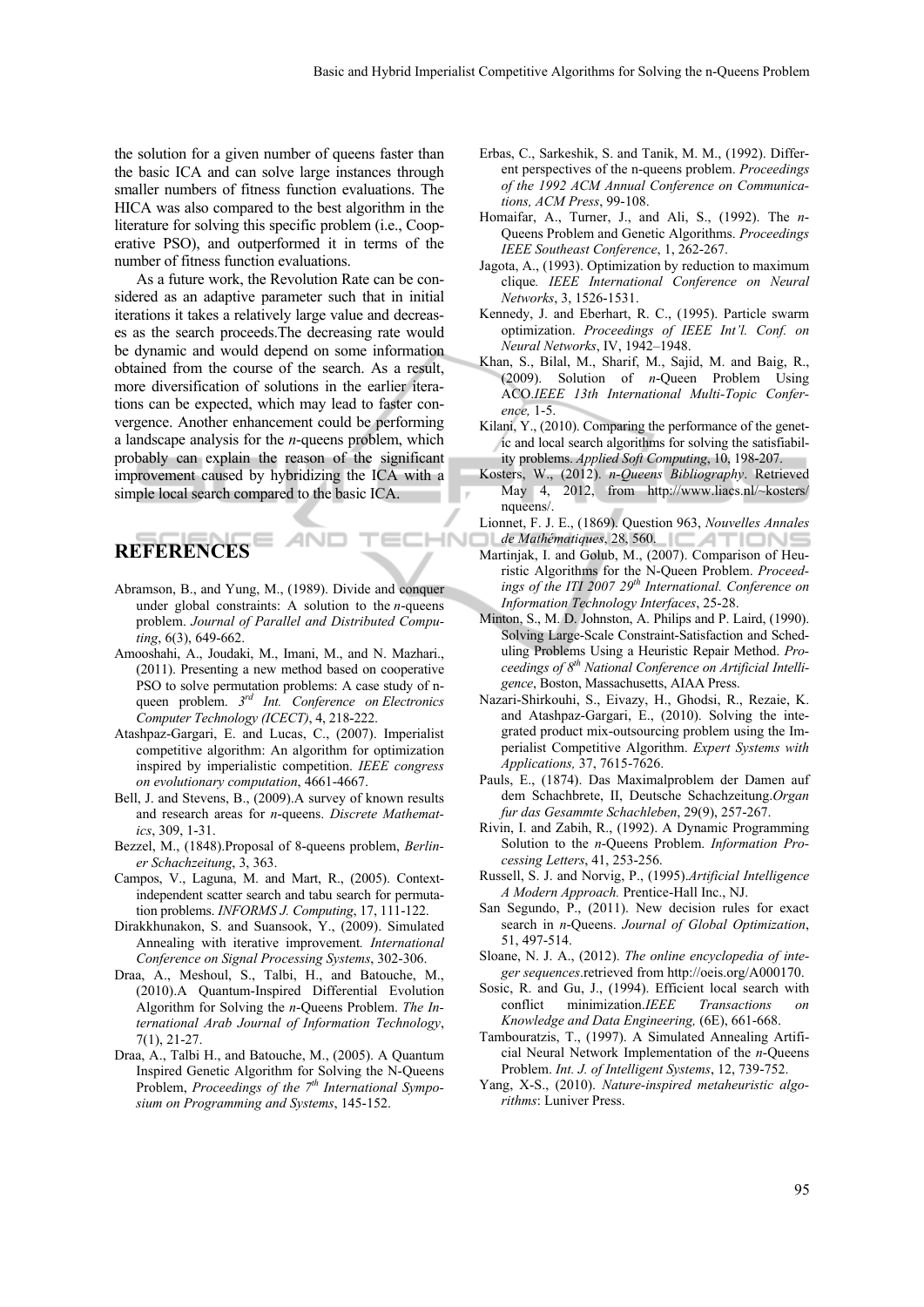the solution for a given number of queens faster than the basic ICA and can solve large instances through smaller numbers of fitness function evaluations. The HICA was also compared to the best algorithm in the literature for solving this specific problem (i.e., Cooperative PSO), and outperformed it in terms of the number of fitness function evaluations.

As a future work, the Revolution Rate can be considered as an adaptive parameter such that in initial iterations it takes a relatively large value and decreases as the search proceeds.The decreasing rate would be dynamic and would depend on some information obtained from the course of the search. As a result, more diversification of solutions in the earlier iterations can be expected, which may lead to faster convergence. Another enhancement could be performing a landscape analysis for the *n*-queens problem, which probably can explain the reason of the significant improvement caused by hybridizing the ICA with a simple local search compared to the basic ICA.

## REFERENCES

Abramson, B., and Yung, M., (1989). Divide and conquer under global constraints: A solution to the *n*-queens problem. *Journal of Parallel and Distributed Computing*, 6(3), 649-662.

Amooshahi, A., Joudaki, M., Imani, M., and N. Mazhari., (2011). Presenting a new method based on cooperative PSO to solve permutation problems: A case study of n-queen problem. *3rd Int. Conference on Electronics Computer Technology (ICECT)*, 4, 218-222.

Atashpaz-Gargari, E. and Lucas, C., (2007). Imperialist competitive algorithm: An algorithm for optimization inspired by imperialistic competition. *IEEE congress on evolutionary computation*, 4661-4667.

Bell, J. and Stevens, B., (2009).A survey of known results and research areas for *n*-queens. *Discrete Mathematics*, 309, 1-31.

Bezzel, M., (1848).Proposal of 8-queens problem, *Berliner Schachzeitung*, 3, 363.

Campos, V., Laguna, M. and Mart, R., (2005). Context-independent scatter search and tabu search for permutation problems. *INFORMS J. Computing*, 17, 111-122.

Dirakkhunakon, S. and Suansook, Y., (2009). Simulated Annealing with iterative improvement*. International Conference on Signal Processing Systems*, 302-306.

Draa, A., Meshoul, S., Talbi, H., and Batouche, M., (2010).A Quantum-Inspired Differential Evolution Algorithm for Solving the *n*-Queens Problem. *The International Arab Journal of Information Technology*, 7(1), 21-27.

Draa, A., Talbi H., and Batouche, M., (2005). A Quantum Inspired Genetic Algorithm for Solving the N-Queens Problem, *Proceedings of the 7th International Symposium on Programming and Systems*, 145-152.

Erbas, C., Sarkeshik, S. and Tanik, M. M., (1992). Different perspectives of the n-queens problem. *Proceedings of the 1992 ACM Annual Conference on Communications, ACM Press*, 99-108.

Homaifar, A., Turner, J., and Ali, S., (1992). The *n*-Queens Problem and Genetic Algorithms. *Proceedings IEEE Southeast Conference*, 1, 262-267.

Jagota, A., (1993). Optimization by reduction to maximum clique*. IEEE International Conference on Neural Networks*, 3, 1526-1531.

Kennedy, J. and Eberhart, R. C., (1995). Particle swarm optimization. *Proceedings of IEEE Int'l. Conf. on Neural Networks*, IV, 1942–1948.

Khan, S., Bilal, M., Sharif, M., Sajid, M. and Baig, R., (2009). Solution of *n*-Queen Problem Using ACO.*IEEE 13th International Multi-Topic Conference,* 1-5.

Kilani, Y., (2010). Comparing the performance of the genetic and local search algorithms for solving the satisfiability problems. *Applied Soft Computing*, 10, 198-207.

Kosters, W., (2012). *n-Queens Bibliography*. Retrieved May 4, 2012, from http://www.liacs.nl/~kosters/nqueens/.

Lionnet, F. J. E., (1869). Question 963, *Nouvelles Annales de Mathématiques*, 28, 560.

Martinjak, I. and Golub, M., (2007). Comparison of Heuristic Algorithms for the N-Queen Problem. *Proceedings of the ITI 2007 29th International. Conference on Information Technology Interfaces*, 25-28.

Minton, S., M. D. Johnston, A. Philips and P. Laird, (1990). Solving Large-Scale Constraint-Satisfaction and Scheduling Problems Using a Heuristic Repair Method. *Proceedings of 8th National Conference on Artificial Intelligence*, Boston, Massachusetts, AIAA Press.

Nazari-Shirkouhi, S., Eivazy, H., Ghodsi, R., Rezaie, K. and Atashpaz-Gargari, E., (2010). Solving the integrated product mix-outsourcing problem using the Imperialist Competitive Algorithm. *Expert Systems with Applications,* 37, 7615-7626.

Pauls, E., (1874). Das Maximalproblem der Damen auf dem Schachbrete, II, Deutsche Schachzeitung.*Organ fur das Gesammte Schachleben*, 29(9), 257-267.

Rivin, I. and Zabih, R., (1992). A Dynamic Programming Solution to the *n*-Queens Problem. *Information Processing Letters*, 41, 253-256.

Russell, S. J. and Norvig, P., (1995).*Artificial Intelligence A Modern Approach.* Prentice-Hall Inc., NJ.

San Segundo, P., (2011). New decision rules for exact search in *n*-Queens. *Journal of Global Optimization*, 51, 497-514.

Sloane, N. J. A., (2012). *The online encyclopedia of integer sequences*.retrieved from http://oeis.org/A000170.

Sosic, R. and Gu, J., (1994). Efficient local search with conflict minimization.*IEEE Transactions on Knowledge and Data Engineering,* (6E), 661-668.

Tambouratzis, T., (1997). A Simulated Annealing Artificial Neural Network Implementation of the *n*-Queens Problem. *Int. J. of Intelligent Systems*, 12, 739-752.

Yang, X-S., (2010). *Nature-inspired metaheuristic algorithms*: Luniver Press.